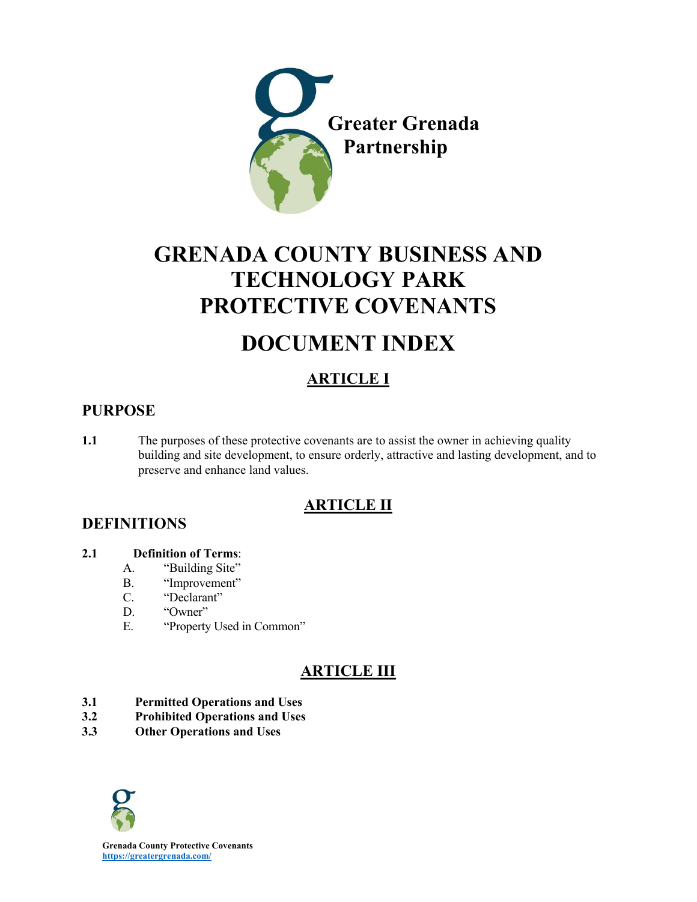Greater Grenada Partnership

# GRENADA COUNTY BUSINESS AND TECHNOLOGY PARK PROTECTIVE COVENANTS

# DOCUMENT INDEX

## ARTICLE I

### PURPOSE

**1.1** The purposes of these protective covenants are to assist the owner in achieving quality building and site development, to ensure orderly, attractive and lasting development, and to preserve and enhance land values.

## ARTICLE II

### DEFINITIONS

**2.1 Definition of Terms**:

- A. "Building Site"
- B. "Improvement"
- C. "Declarant"
- D. "Owner"
- E. "Property Used in Common"

## ARTICLE III

**3.1 Permitted Operations and Uses**

**3.2 Prohibited Operations and Uses**

**3.3 Other Operations and Uses**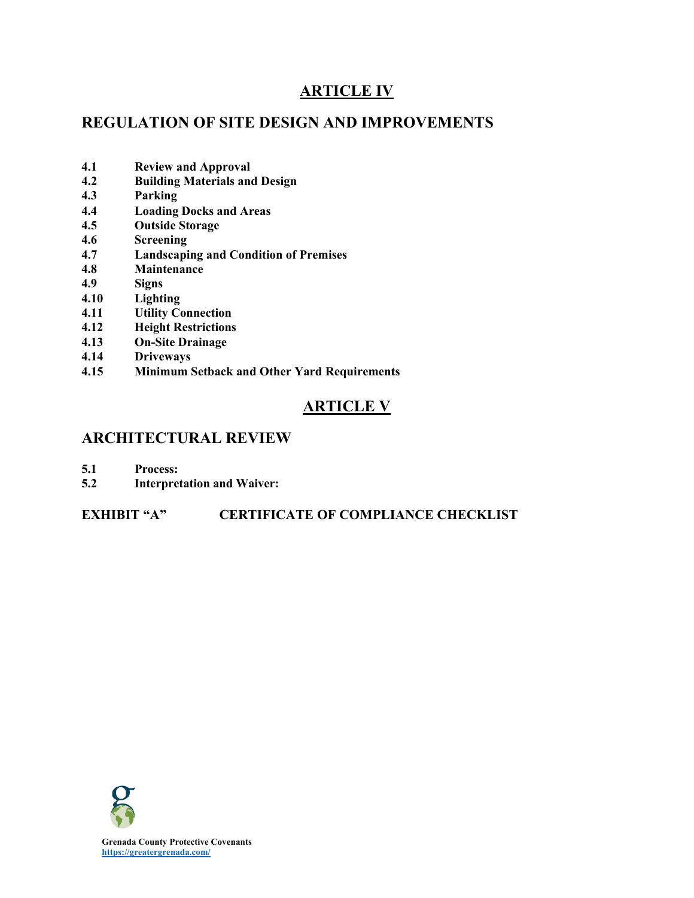## ARTICLE IV

## REGULATION OF SITE DESIGN AND IMPROVEMENTS

**4.1 Review and Approval**
**4.2 Building Materials and Design**
**4.3 Parking**
**4.4 Loading Docks and Areas**
**4.5 Outside Storage**
**4.6 Screening**
**4.7 Landscaping and Condition of Premises**
**4.8 Maintenance**
**4.9 Signs**
**4.10 Lighting**
**4.11 Utility Connection**
**4.12 Height Restrictions**
**4.13 On-Site Drainage**
**4.14 Driveways**
**4.15 Minimum Setback and Other Yard Requirements**

## ARTICLE V

## ARCHITECTURAL REVIEW

**5.1 Process:**
**5.2 Interpretation and Waiver:**

**EXHIBIT "A" CERTIFICATE OF COMPLIANCE CHECKLIST**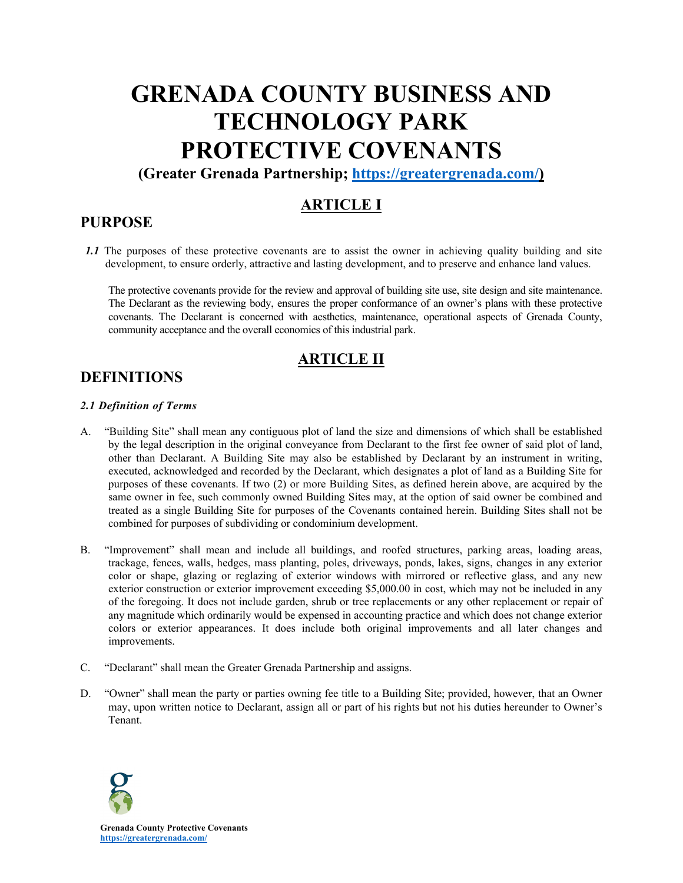# GRENADA COUNTY BUSINESS AND TECHNOLOGY PARK PROTECTIVE COVENANTS

**(Greater Grenada Partnership; [https://greatergrenada.com/](https://greatergrenada.com/))**

## ARTICLE I

## PURPOSE

***1.1*** The purposes of these protective covenants are to assist the owner in achieving quality building and site development, to ensure orderly, attractive and lasting development, and to preserve and enhance land values.

The protective covenants provide for the review and approval of building site use, site design and site maintenance. The Declarant as the reviewing body, ensures the proper conformance of an owner's plans with these protective covenants. The Declarant is concerned with aesthetics, maintenance, operational aspects of Grenada County, community acceptance and the overall economics of this industrial park.

## ARTICLE II

## DEFINITIONS

***2.1 Definition of Terms***

A. "Building Site" shall mean any contiguous plot of land the size and dimensions of which shall be established by the legal description in the original conveyance from Declarant to the first fee owner of said plot of land, other than Declarant. A Building Site may also be established by Declarant by an instrument in writing, executed, acknowledged and recorded by the Declarant, which designates a plot of land as a Building Site for purposes of these covenants. If two (2) or more Building Sites, as defined herein above, are acquired by the same owner in fee, such commonly owned Building Sites may, at the option of said owner be combined and treated as a single Building Site for purposes of the Covenants contained herein. Building Sites shall not be combined for purposes of subdividing or condominium development.

B. "Improvement" shall mean and include all buildings, and roofed structures, parking areas, loading areas, trackage, fences, walls, hedges, mass planting, poles, driveways, ponds, lakes, signs, changes in any exterior color or shape, glazing or reglazing of exterior windows with mirrored or reflective glass, and any new exterior construction or exterior improvement exceeding $5,000.00 in cost, which may not be included in any of the foregoing. It does not include garden, shrub or tree replacements or any other replacement or repair of any magnitude which ordinarily would be expensed in accounting practice and which does not change exterior colors or exterior appearances. It does include both original improvements and all later changes and improvements.

C. "Declarant" shall mean the Greater Grenada Partnership and assigns.

D. "Owner" shall mean the party or parties owning fee title to a Building Site; provided, however, that an Owner may, upon written notice to Declarant, assign all or part of his rights but not his duties hereunder to Owner's Tenant.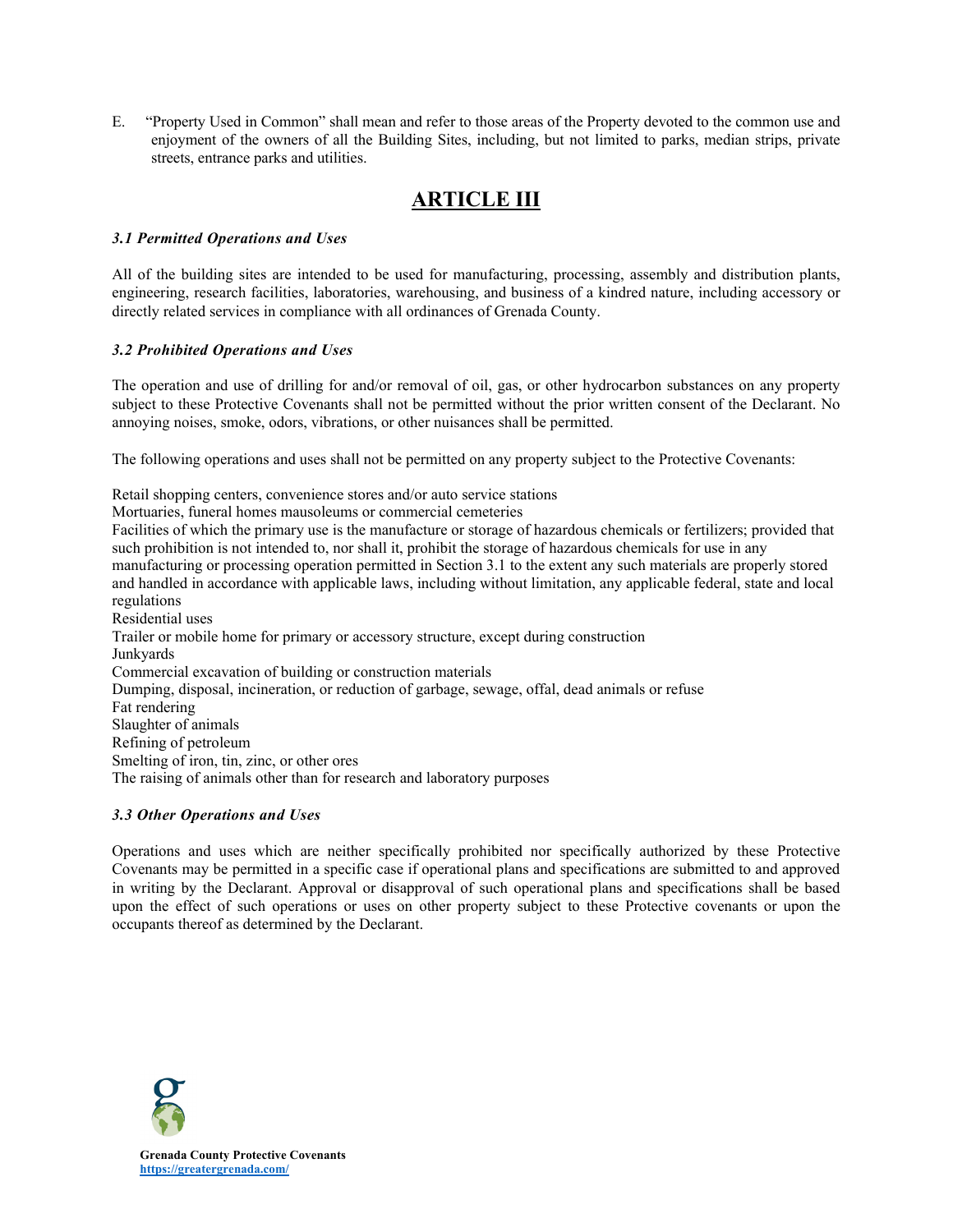E. "Property Used in Common" shall mean and refer to those areas of the Property devoted to the common use and enjoyment of the owners of all the Building Sites, including, but not limited to parks, median strips, private streets, entrance parks and utilities.

# ARTICLE III

***3.1 Permitted Operations and Uses***

All of the building sites are intended to be used for manufacturing, processing, assembly and distribution plants, engineering, research facilities, laboratories, warehousing, and business of a kindred nature, including accessory or directly related services in compliance with all ordinances of Grenada County.

***3.2 Prohibited Operations and Uses***

The operation and use of drilling for and/or removal of oil, gas, or other hydrocarbon substances on any property subject to these Protective Covenants shall not be permitted without the prior written consent of the Declarant. No annoying noises, smoke, odors, vibrations, or other nuisances shall be permitted.

The following operations and uses shall not be permitted on any property subject to the Protective Covenants:

Retail shopping centers, convenience stores and/or auto service stations
Mortuaries, funeral homes mausoleums or commercial cemeteries
Facilities of which the primary use is the manufacture or storage of hazardous chemicals or fertilizers; provided that such prohibition is not intended to, nor shall it, prohibit the storage of hazardous chemicals for use in any manufacturing or processing operation permitted in Section 3.1 to the extent any such materials are properly stored and handled in accordance with applicable laws, including without limitation, any applicable federal, state and local regulations
Residential uses
Trailer or mobile home for primary or accessory structure, except during construction
Junkyards
Commercial excavation of building or construction materials
Dumping, disposal, incineration, or reduction of garbage, sewage, offal, dead animals or refuse
Fat rendering
Slaughter of animals
Refining of petroleum
Smelting of iron, tin, zinc, or other ores
The raising of animals other than for research and laboratory purposes

***3.3 Other Operations and Uses***

Operations and uses which are neither specifically prohibited nor specifically authorized by these Protective Covenants may be permitted in a specific case if operational plans and specifications are submitted to and approved in writing by the Declarant. Approval or disapproval of such operational plans and specifications shall be based upon the effect of such operations or uses on other property subject to these Protective covenants or upon the occupants thereof as determined by the Declarant.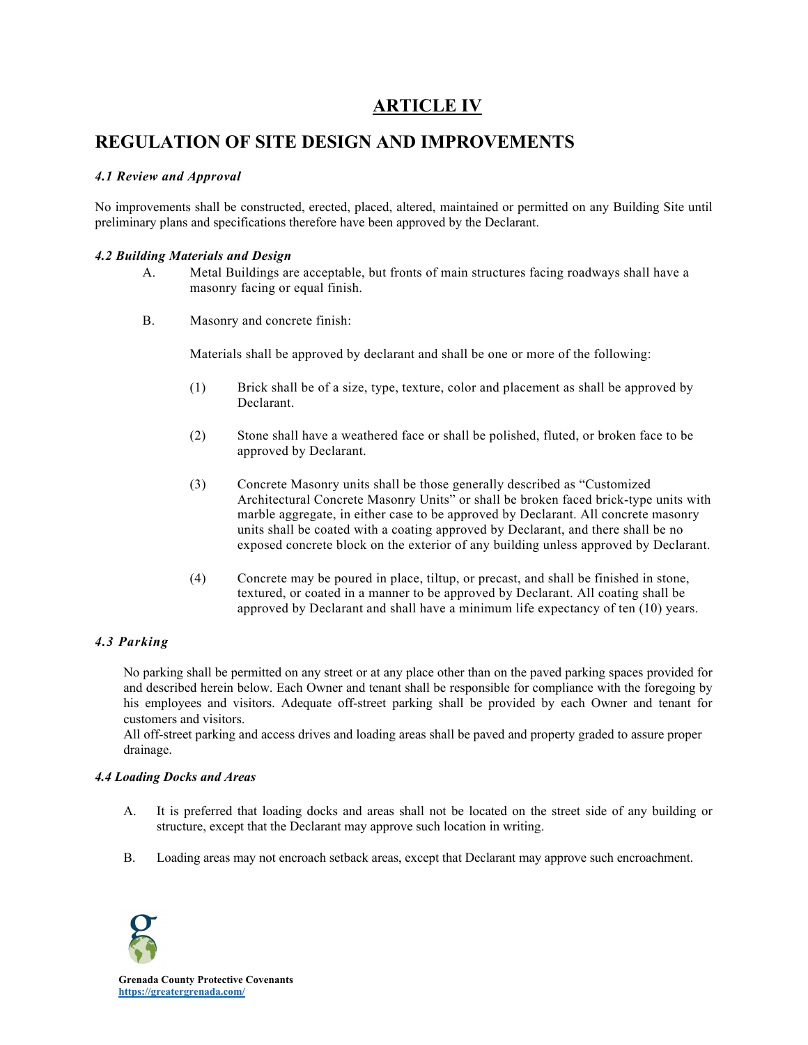# ARTICLE IV

## REGULATION OF SITE DESIGN AND IMPROVEMENTS

### *4.1 Review and Approval*

No improvements shall be constructed, erected, placed, altered, maintained or permitted on any Building Site until preliminary plans and specifications therefore have been approved by the Declarant.

### *4.2 Building Materials and Design*

A. Metal Buildings are acceptable, but fronts of main structures facing roadways shall have a masonry facing or equal finish.

B. Masonry and concrete finish:

Materials shall be approved by declarant and shall be one or more of the following:

(1) Brick shall be of a size, type, texture, color and placement as shall be approved by Declarant.

(2) Stone shall have a weathered face or shall be polished, fluted, or broken face to be approved by Declarant.

(3) Concrete Masonry units shall be those generally described as "Customized Architectural Concrete Masonry Units" or shall be broken faced brick-type units with marble aggregate, in either case to be approved by Declarant. All concrete masonry units shall be coated with a coating approved by Declarant, and there shall be no exposed concrete block on the exterior of any building unless approved by Declarant.

(4) Concrete may be poured in place, tiltup, or precast, and shall be finished in stone, textured, or coated in a manner to be approved by Declarant. All coating shall be approved by Declarant and shall have a minimum life expectancy of ten (10) years.

### *4.3 Parking*

No parking shall be permitted on any street or at any place other than on the paved parking spaces provided for and described herein below. Each Owner and tenant shall be responsible for compliance with the foregoing by his employees and visitors. Adequate off-street parking shall be provided by each Owner and tenant for customers and visitors.

All off-street parking and access drives and loading areas shall be paved and property graded to assure proper drainage.

### *4.4 Loading Docks and Areas*

A. It is preferred that loading docks and areas shall not be located on the street side of any building or structure, except that the Declarant may approve such location in writing.

B. Loading areas may not encroach setback areas, except that Declarant may approve such encroachment.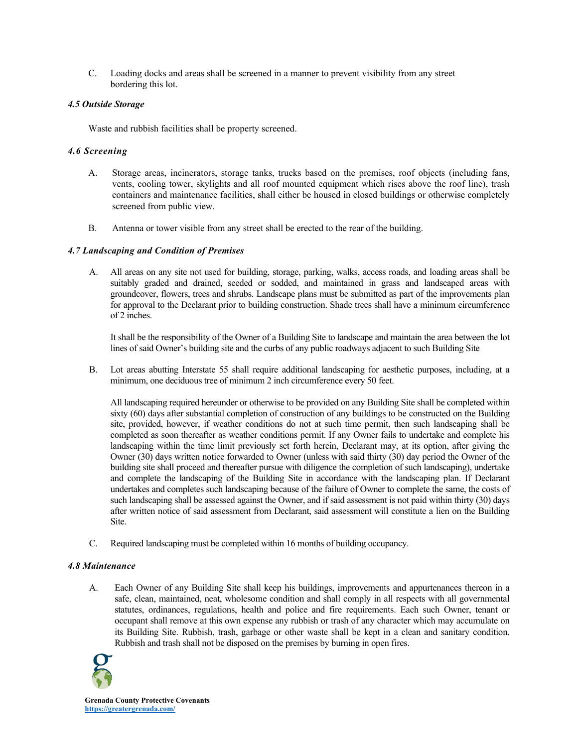C. Loading docks and areas shall be screened in a manner to prevent visibility from any street bordering this lot.

### *4.5 Outside Storage*

Waste and rubbish facilities shall be property screened.

### *4.6 Screening*

A. Storage areas, incinerators, storage tanks, trucks based on the premises, roof objects (including fans, vents, cooling tower, skylights and all roof mounted equipment which rises above the roof line), trash containers and maintenance facilities, shall either be housed in closed buildings or otherwise completely screened from public view.

B. Antenna or tower visible from any street shall be erected to the rear of the building.

### *4.7 Landscaping and Condition of Premises*

A. All areas on any site not used for building, storage, parking, walks, access roads, and loading areas shall be suitably graded and drained, seeded or sodded, and maintained in grass and landscaped areas with groundcover, flowers, trees and shrubs. Landscape plans must be submitted as part of the improvements plan for approval to the Declarant prior to building construction. Shade trees shall have a minimum circumference of 2 inches.

It shall be the responsibility of the Owner of a Building Site to landscape and maintain the area between the lot lines of said Owner's building site and the curbs of any public roadways adjacent to such Building Site

B. Lot areas abutting Interstate 55 shall require additional landscaping for aesthetic purposes, including, at a minimum, one deciduous tree of minimum 2 inch circumference every 50 feet.

All landscaping required hereunder or otherwise to be provided on any Building Site shall be completed within sixty (60) days after substantial completion of construction of any buildings to be constructed on the Building site, provided, however, if weather conditions do not at such time permit, then such landscaping shall be completed as soon thereafter as weather conditions permit. If any Owner fails to undertake and complete his landscaping within the time limit previously set forth herein, Declarant may, at its option, after giving the Owner (30) days written notice forwarded to Owner (unless with said thirty (30) day period the Owner of the building site shall proceed and thereafter pursue with diligence the completion of such landscaping), undertake and complete the landscaping of the Building Site in accordance with the landscaping plan. If Declarant undertakes and completes such landscaping because of the failure of Owner to complete the same, the costs of such landscaping shall be assessed against the Owner, and if said assessment is not paid within thirty (30) days after written notice of said assessment from Declarant, said assessment will constitute a lien on the Building Site.

C. Required landscaping must be completed within 16 months of building occupancy.

### *4.8 Maintenance*

A. Each Owner of any Building Site shall keep his buildings, improvements and appurtenances thereon in a safe, clean, maintained, neat, wholesome condition and shall comply in all respects with all governmental statutes, ordinances, regulations, health and police and fire requirements. Each such Owner, tenant or occupant shall remove at this own expense any rubbish or trash of any character which may accumulate on its Building Site. Rubbish, trash, garbage or other waste shall be kept in a clean and sanitary condition. Rubbish and trash shall not be disposed on the premises by burning in open fires.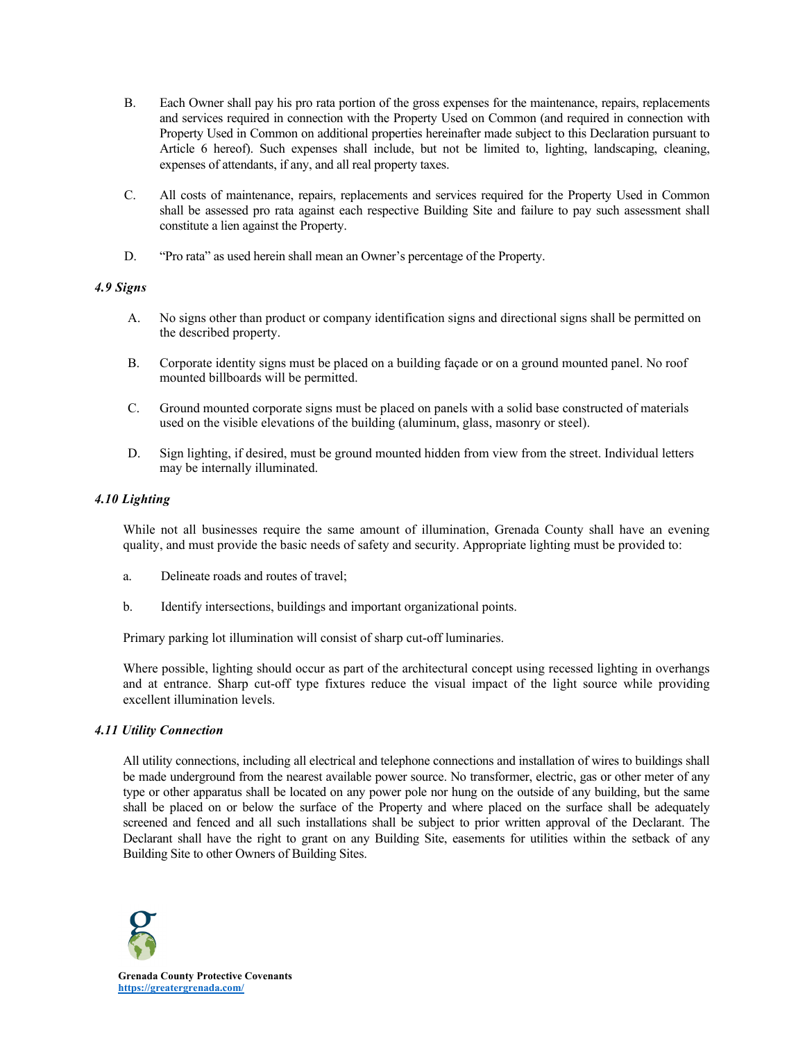B. Each Owner shall pay his pro rata portion of the gross expenses for the maintenance, repairs, replacements and services required in connection with the Property Used on Common (and required in connection with Property Used in Common on additional properties hereinafter made subject to this Declaration pursuant to Article 6 hereof). Such expenses shall include, but not be limited to, lighting, landscaping, cleaning, expenses of attendants, if any, and all real property taxes.

C. All costs of maintenance, repairs, replacements and services required for the Property Used in Common shall be assessed pro rata against each respective Building Site and failure to pay such assessment shall constitute a lien against the Property.

D. "Pro rata" as used herein shall mean an Owner's percentage of the Property.

### *4.9 Signs*

A. No signs other than product or company identification signs and directional signs shall be permitted on the described property.

B. Corporate identity signs must be placed on a building façade or on a ground mounted panel. No roof mounted billboards will be permitted.

C. Ground mounted corporate signs must be placed on panels with a solid base constructed of materials used on the visible elevations of the building (aluminum, glass, masonry or steel).

D. Sign lighting, if desired, must be ground mounted hidden from view from the street. Individual letters may be internally illuminated.

### *4.10 Lighting*

While not all businesses require the same amount of illumination, Grenada County shall have an evening quality, and must provide the basic needs of safety and security. Appropriate lighting must be provided to:

a. Delineate roads and routes of travel;

b. Identify intersections, buildings and important organizational points.

Primary parking lot illumination will consist of sharp cut-off luminaries.

Where possible, lighting should occur as part of the architectural concept using recessed lighting in overhangs and at entrance. Sharp cut-off type fixtures reduce the visual impact of the light source while providing excellent illumination levels.

### *4.11 Utility Connection*

All utility connections, including all electrical and telephone connections and installation of wires to buildings shall be made underground from the nearest available power source. No transformer, electric, gas or other meter of any type or other apparatus shall be located on any power pole nor hung on the outside of any building, but the same shall be placed on or below the surface of the Property and where placed on the surface shall be adequately screened and fenced and all such installations shall be subject to prior written approval of the Declarant. The Declarant shall have the right to grant on any Building Site, easements for utilities within the setback of any Building Site to other Owners of Building Sites.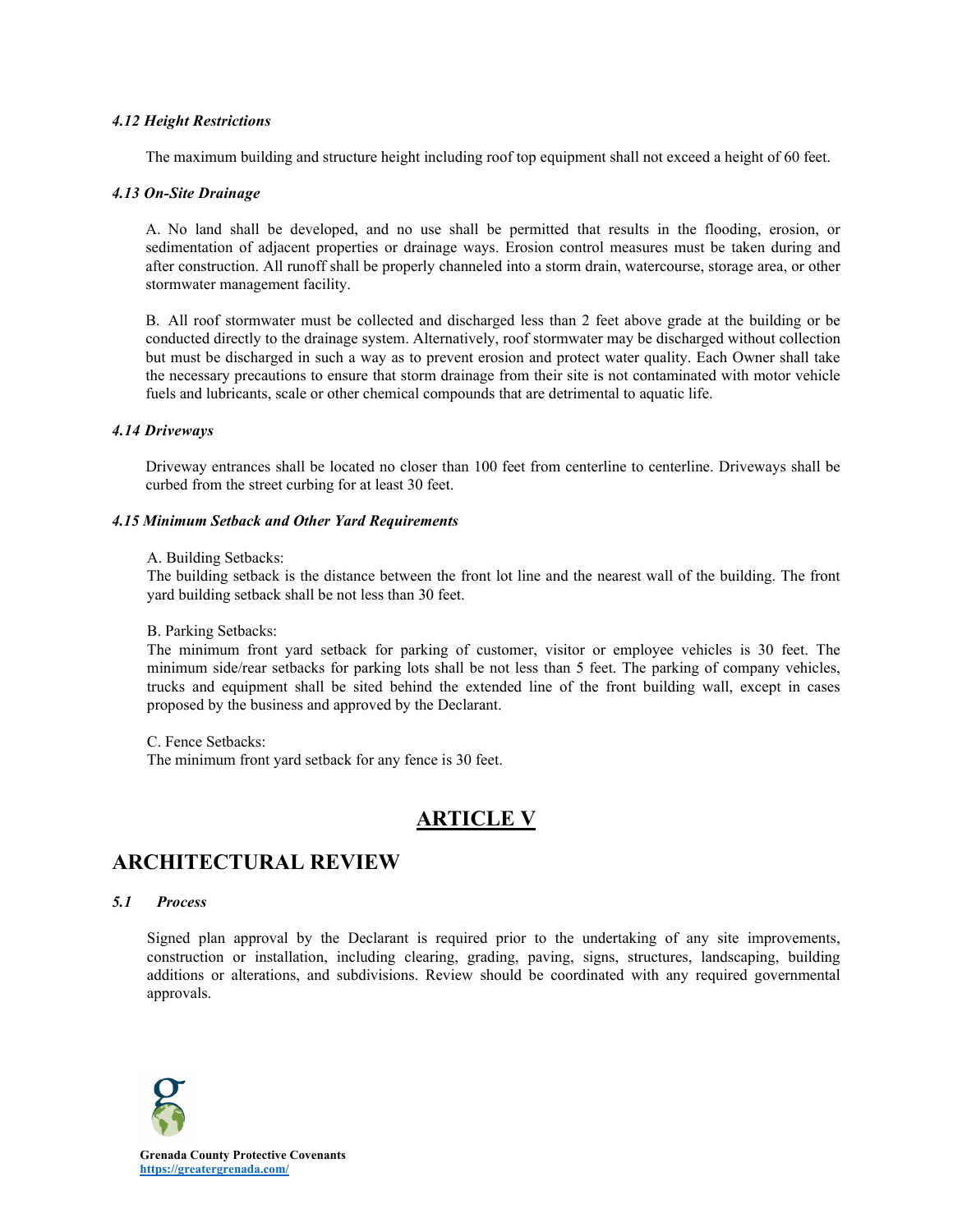#### *4.12 Height Restrictions*

The maximum building and structure height including roof top equipment shall not exceed a height of 60 feet.

#### *4.13 On-Site Drainage*

A. No land shall be developed, and no use shall be permitted that results in the flooding, erosion, or sedimentation of adjacent properties or drainage ways. Erosion control measures must be taken during and after construction. All runoff shall be properly channeled into a storm drain, watercourse, storage area, or other stormwater management facility.

B. All roof stormwater must be collected and discharged less than 2 feet above grade at the building or be conducted directly to the drainage system. Alternatively, roof stormwater may be discharged without collection but must be discharged in such a way as to prevent erosion and protect water quality. Each Owner shall take the necessary precautions to ensure that storm drainage from their site is not contaminated with motor vehicle fuels and lubricants, scale or other chemical compounds that are detrimental to aquatic life.

#### *4.14 Driveways*

Driveway entrances shall be located no closer than 100 feet from centerline to centerline. Driveways shall be curbed from the street curbing for at least 30 feet.

#### *4.15 Minimum Setback and Other Yard Requirements*

A. Building Setbacks:
The building setback is the distance between the front lot line and the nearest wall of the building. The front yard building setback shall be not less than 30 feet.

B. Parking Setbacks:
The minimum front yard setback for parking of customer, visitor or employee vehicles is 30 feet. The minimum side/rear setbacks for parking lots shall be not less than 5 feet. The parking of company vehicles, trucks and equipment shall be sited behind the extended line of the front building wall, except in cases proposed by the business and approved by the Declarant.

C. Fence Setbacks:
The minimum front yard setback for any fence is 30 feet.

# ARTICLE V

## ARCHITECTURAL REVIEW

#### *5.1 Process*

Signed plan approval by the Declarant is required prior to the undertaking of any site improvements, construction or installation, including clearing, grading, paving, signs, structures, landscaping, building additions or alterations, and subdivisions. Review should be coordinated with any required governmental approvals.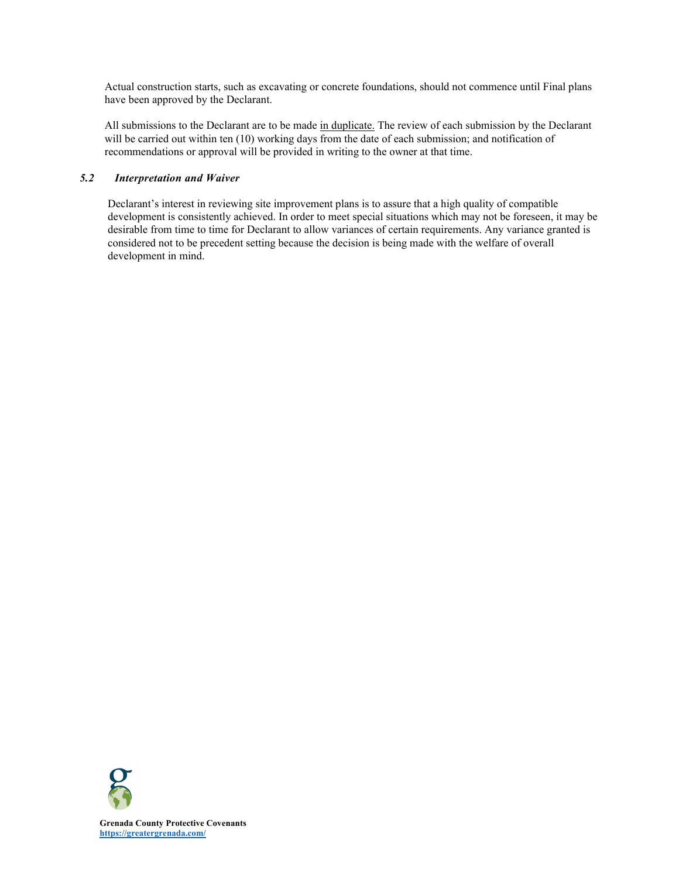Actual construction starts, such as excavating or concrete foundations, should not commence until Final plans have been approved by the Declarant.

All submissions to the Declarant are to be made <u>in duplicate.</u> The review of each submission by the Declarant will be carried out within ten (10) working days from the date of each submission; and notification of recommendations or approval will be provided in writing to the owner at that time.

### *5.2 Interpretation and Waiver*

Declarant's interest in reviewing site improvement plans is to assure that a high quality of compatible development is consistently achieved. In order to meet special situations which may not be foreseen, it may be desirable from time to time for Declarant to allow variances of certain requirements. Any variance granted is considered not to be precedent setting because the decision is being made with the welfare of overall development in mind.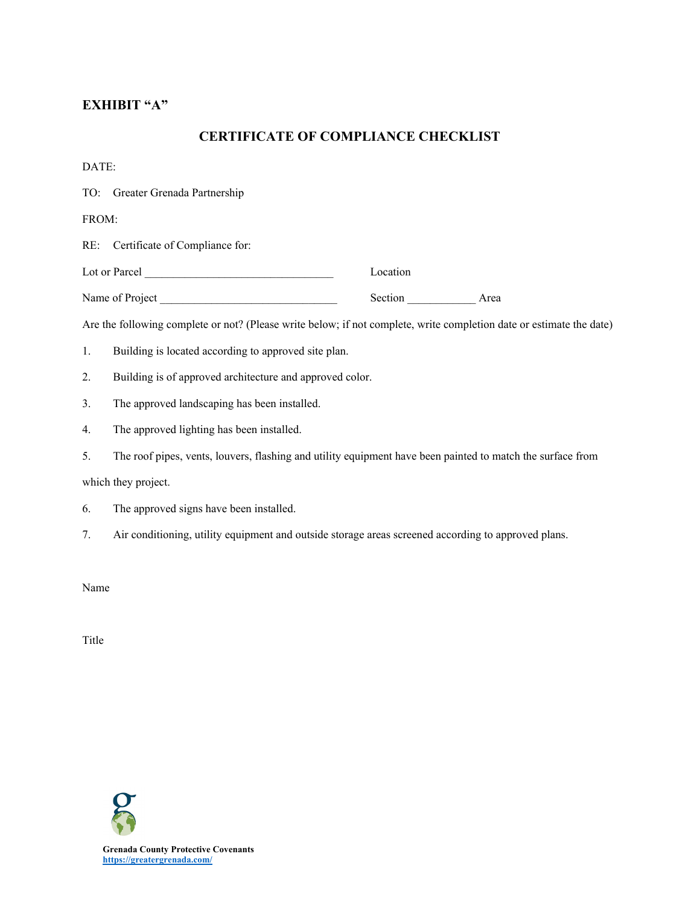**EXHIBIT "A"**

## CERTIFICATE OF COMPLIANCE CHECKLIST

DATE:

TO: Greater Grenada Partnership

FROM:

RE: Certificate of Compliance for:

Lot or Parcel _________________________________ Location

Name of Project _______________________________ Section ____________ Area

Are the following complete or not? (Please write below; if not complete, write completion date or estimate the date)

1. Building is located according to approved site plan.
2. Building is of approved architecture and approved color.
3. The approved landscaping has been installed.
4. The approved lighting has been installed.
5. The roof pipes, vents, louvers, flashing and utility equipment have been painted to match the surface from which they project.
6. The approved signs have been installed.
7. Air conditioning, utility equipment and outside storage areas screened according to approved plans.

Name

Title

**Grenada County Protective Covenants**
https://greatergrenada.com/